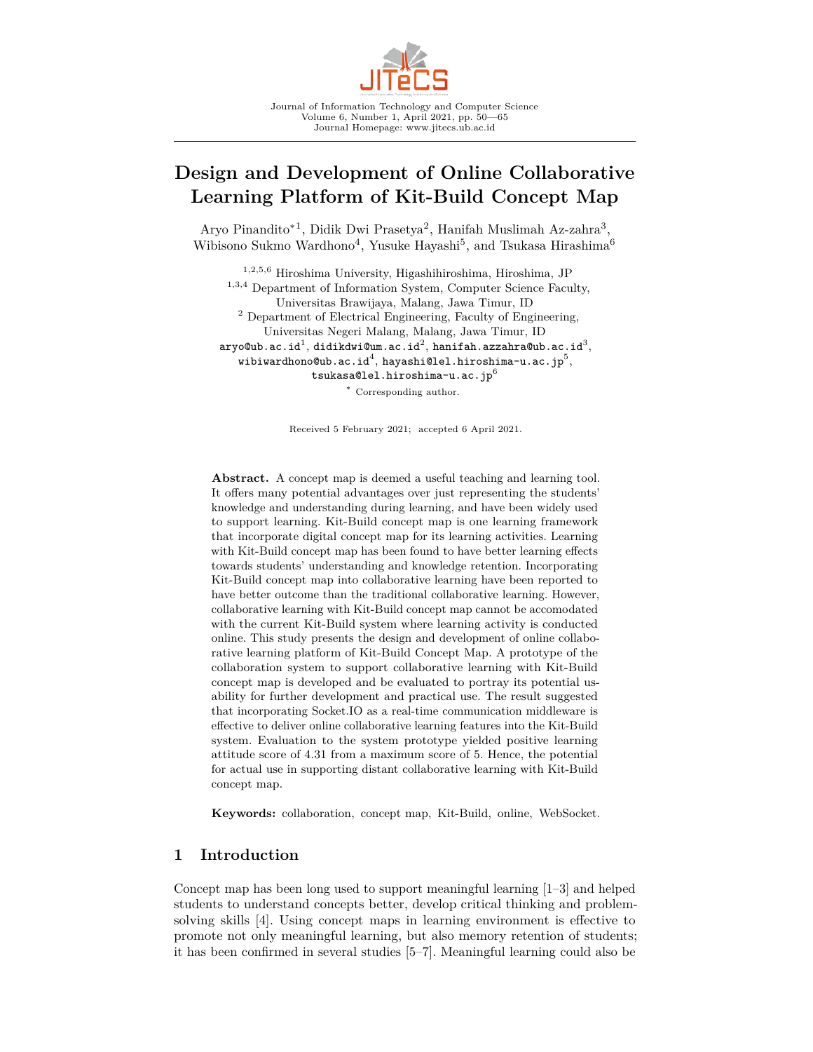# Design and Development of Online Collaborative Learning Platform of Kit-Build Concept Map

Aryo Pinandito*[1], Didik Dwi Prasetya[2], Hanifah Muslimah Az-zahra[3], Wibisono Sukmo Wardhono[4], Yusuke Hayashi[5], and Tsukasa Hirashima[6]

[1,2,5,6] Hiroshima University, Higashihiroshima, Hiroshima, JP
[1,3,4] Department of Information System, Computer Science Faculty, Universitas Brawijaya, Malang, Jawa Timur, ID
[2] Department of Electrical Engineering, Faculty of Engineering, Universitas Negeri Malang, Malang, Jawa Timur, ID
aryo@ub.ac.id[1], didikdwi@um.ac.id[2], hanifah.azzahra@ub.ac.id[3], wibiwardhono@ub.ac.id[4], hayashi@lel.hiroshima-u.ac.jp[5], tsukasa@lel.hiroshima-u.ac.jp[6]

* Corresponding author.

Received 5 February 2021; accepted 6 April 2021.

**Abstract.** A concept map is deemed a useful teaching and learning tool. It offers many potential advantages over just representing the students' knowledge and understanding during learning, and have been widely used to support learning. Kit-Build concept map is one learning framework that incorporate digital concept map for its learning activities. Learning with Kit-Build concept map has been found to have better learning effects towards students' understanding and knowledge retention. Incorporating Kit-Build concept map into collaborative learning have been reported to have better outcome than the traditional collaborative learning. However, collaborative learning with Kit-Build concept map cannot be accomodated with the current Kit-Build system where learning activity is conducted online. This study presents the design and development of online collaborative learning platform of Kit-Build Concept Map. A prototype of the collaboration system to support collaborative learning with Kit-Build concept map is developed and be evaluated to portray its potential usability for further development and practical use. The result suggested that incorporating Socket.IO as a real-time communication middleware is effective to deliver online collaborative learning features into the Kit-Build system. Evaluation to the system prototype yielded positive learning attitude score of 4.31 from a maximum score of 5. Hence, the potential for actual use in supporting distant collaborative learning with Kit-Build concept map.

**Keywords:** collaboration, concept map, Kit-Build, online, WebSocket.

## 1 Introduction

Concept map has been long used to support meaningful learning [1–3] and helped students to understand concepts better, develop critical thinking and problem-solving skills [4]. Using concept maps in learning environment is effective to promote not only meaningful learning, but also memory retention of students; it has been confirmed in several studies [5–7]. Meaningful learning could also be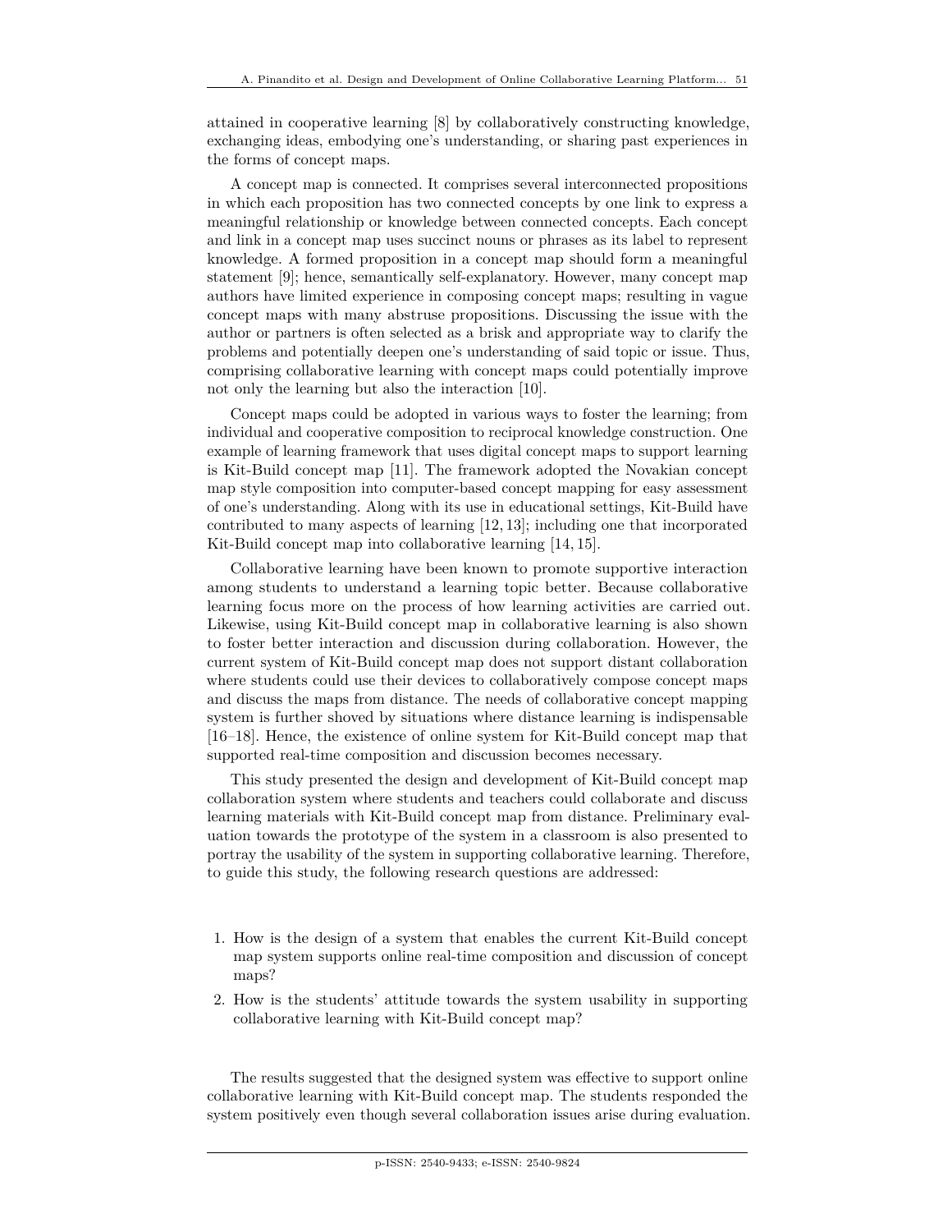attained in cooperative learning [8] by collaboratively constructing knowledge, exchanging ideas, embodying one's understanding, or sharing past experiences in the forms of concept maps.

A concept map is connected. It comprises several interconnected propositions in which each proposition has two connected concepts by one link to express a meaningful relationship or knowledge between connected concepts. Each concept and link in a concept map uses succinct nouns or phrases as its label to represent knowledge. A formed proposition in a concept map should form a meaningful statement [9]; hence, semantically self-explanatory. However, many concept map authors have limited experience in composing concept maps; resulting in vague concept maps with many abstruse propositions. Discussing the issue with the author or partners is often selected as a brisk and appropriate way to clarify the problems and potentially deepen one's understanding of said topic or issue. Thus, comprising collaborative learning with concept maps could potentially improve not only the learning but also the interaction [10].

Concept maps could be adopted in various ways to foster the learning; from individual and cooperative composition to reciprocal knowledge construction. One example of learning framework that uses digital concept maps to support learning is Kit-Build concept map [11]. The framework adopted the Novakian concept map style composition into computer-based concept mapping for easy assessment of one's understanding. Along with its use in educational settings, Kit-Build have contributed to many aspects of learning [12, 13]; including one that incorporated Kit-Build concept map into collaborative learning [14, 15].

Collaborative learning have been known to promote supportive interaction among students to understand a learning topic better. Because collaborative learning focus more on the process of how learning activities are carried out. Likewise, using Kit-Build concept map in collaborative learning is also shown to foster better interaction and discussion during collaboration. However, the current system of Kit-Build concept map does not support distant collaboration where students could use their devices to collaboratively compose concept maps and discuss the maps from distance. The needs of collaborative concept mapping system is further shoved by situations where distance learning is indispensable [16–18]. Hence, the existence of online system for Kit-Build concept map that supported real-time composition and discussion becomes necessary.

This study presented the design and development of Kit-Build concept map collaboration system where students and teachers could collaborate and discuss learning materials with Kit-Build concept map from distance. Preliminary evaluation towards the prototype of the system in a classroom is also presented to portray the usability of the system in supporting collaborative learning. Therefore, to guide this study, the following research questions are addressed:

1. How is the design of a system that enables the current Kit-Build concept map system supports online real-time composition and discussion of concept maps?
2. How is the students' attitude towards the system usability in supporting collaborative learning with Kit-Build concept map?

The results suggested that the designed system was effective to support online collaborative learning with Kit-Build concept map. The students responded the system positively even though several collaboration issues arise during evaluation.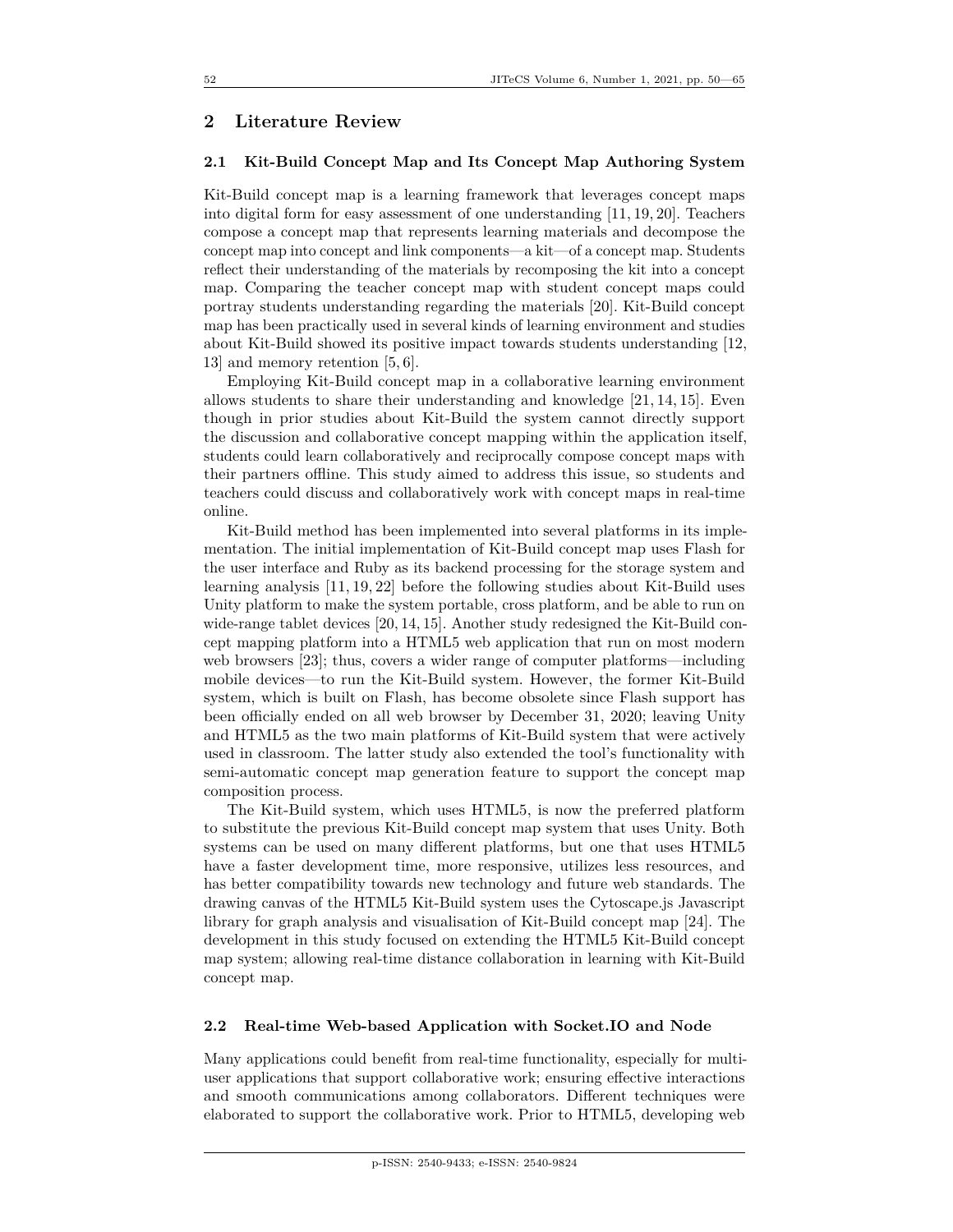## 2 Literature Review

### 2.1 Kit-Build Concept Map and Its Concept Map Authoring System

Kit-Build concept map is a learning framework that leverages concept maps into digital form for easy assessment of one understanding [11, 19, 20]. Teachers compose a concept map that represents learning materials and decompose the concept map into concept and link components—a kit—of a concept map. Students reflect their understanding of the materials by recomposing the kit into a concept map. Comparing the teacher concept map with student concept maps could portray students understanding regarding the materials [20]. Kit-Build concept map has been practically used in several kinds of learning environment and studies about Kit-Build showed its positive impact towards students understanding [12, 13] and memory retention [5, 6].

Employing Kit-Build concept map in a collaborative learning environment allows students to share their understanding and knowledge [21, 14, 15]. Even though in prior studies about Kit-Build the system cannot directly support the discussion and collaborative concept mapping within the application itself, students could learn collaboratively and reciprocally compose concept maps with their partners offline. This study aimed to address this issue, so students and teachers could discuss and collaboratively work with concept maps in real-time online.

Kit-Build method has been implemented into several platforms in its implementation. The initial implementation of Kit-Build concept map uses Flash for the user interface and Ruby as its backend processing for the storage system and learning analysis [11, 19, 22] before the following studies about Kit-Build uses Unity platform to make the system portable, cross platform, and be able to run on wide-range tablet devices [20, 14, 15]. Another study redesigned the Kit-Build concept mapping platform into a HTML5 web application that run on most modern web browsers [23]; thus, covers a wider range of computer platforms—including mobile devices—to run the Kit-Build system. However, the former Kit-Build system, which is built on Flash, has become obsolete since Flash support has been officially ended on all web browser by December 31, 2020; leaving Unity and HTML5 as the two main platforms of Kit-Build system that were actively used in classroom. The latter study also extended the tool's functionality with semi-automatic concept map generation feature to support the concept map composition process.

The Kit-Build system, which uses HTML5, is now the preferred platform to substitute the previous Kit-Build concept map system that uses Unity. Both systems can be used on many different platforms, but one that uses HTML5 have a faster development time, more responsive, utilizes less resources, and has better compatibility towards new technology and future web standards. The drawing canvas of the HTML5 Kit-Build system uses the Cytoscape.js Javascript library for graph analysis and visualisation of Kit-Build concept map [24]. The development in this study focused on extending the HTML5 Kit-Build concept map system; allowing real-time distance collaboration in learning with Kit-Build concept map.

### 2.2 Real-time Web-based Application with Socket.IO and Node

Many applications could benefit from real-time functionality, especially for multi-user applications that support collaborative work; ensuring effective interactions and smooth communications among collaborators. Different techniques were elaborated to support the collaborative work. Prior to HTML5, developing web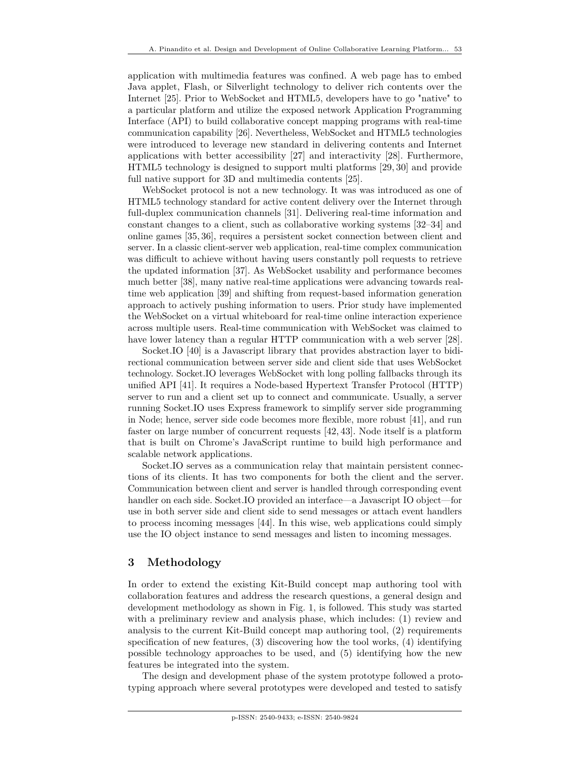application with multimedia features was confined. A web page has to embed Java applet, Flash, or Silverlight technology to deliver rich contents over the Internet [25]. Prior to WebSocket and HTML5, developers have to go "native" to a particular platform and utilize the exposed network Application Programming Interface (API) to build collaborative concept mapping programs with real-time communication capability [26]. Nevertheless, WebSocket and HTML5 technologies were introduced to leverage new standard in delivering contents and Internet applications with better accessibility [27] and interactivity [28]. Furthermore, HTML5 technology is designed to support multi platforms [29, 30] and provide full native support for 3D and multimedia contents [25].

WebSocket protocol is not a new technology. It was was introduced as one of HTML5 technology standard for active content delivery over the Internet through full-duplex communication channels [31]. Delivering real-time information and constant changes to a client, such as collaborative working systems [32–34] and online games [35, 36], requires a persistent socket connection between client and server. In a classic client-server web application, real-time complex communication was difficult to achieve without having users constantly poll requests to retrieve the updated information [37]. As WebSocket usability and performance becomes much better [38], many native real-time applications were advancing towards real-time web application [39] and shifting from request-based information generation approach to actively pushing information to users. Prior study have implemented the WebSocket on a virtual whiteboard for real-time online interaction experience across multiple users. Real-time communication with WebSocket was claimed to have lower latency than a regular HTTP communication with a web server [28].

Socket.IO [40] is a Javascript library that provides abstraction layer to bidirectional communication between server side and client side that uses WebSocket technology. Socket.IO leverages WebSocket with long polling fallbacks through its unified API [41]. It requires a Node-based Hypertext Transfer Protocol (HTTP) server to run and a client set up to connect and communicate. Usually, a server running Socket.IO uses Express framework to simplify server side programming in Node; hence, server side code becomes more flexible, more robust [41], and run faster on large number of concurrent requests [42, 43]. Node itself is a platform that is built on Chrome's JavaScript runtime to build high performance and scalable network applications.

Socket.IO serves as a communication relay that maintain persistent connections of its clients. It has two components for both the client and the server. Communication between client and server is handled through corresponding event handler on each side. Socket.IO provided an interface—a Javascript IO object—for use in both server side and client side to send messages or attach event handlers to process incoming messages [44]. In this wise, web applications could simply use the IO object instance to send messages and listen to incoming messages.

## 3 Methodology

In order to extend the existing Kit-Build concept map authoring tool with collaboration features and address the research questions, a general design and development methodology as shown in Fig. 1, is followed. This study was started with a preliminary review and analysis phase, which includes: (1) review and analysis to the current Kit-Build concept map authoring tool, (2) requirements specification of new features, (3) discovering how the tool works, (4) identifying possible technology approaches to be used, and (5) identifying how the new features be integrated into the system.

The design and development phase of the system prototype followed a prototyping approach where several prototypes were developed and tested to satisfy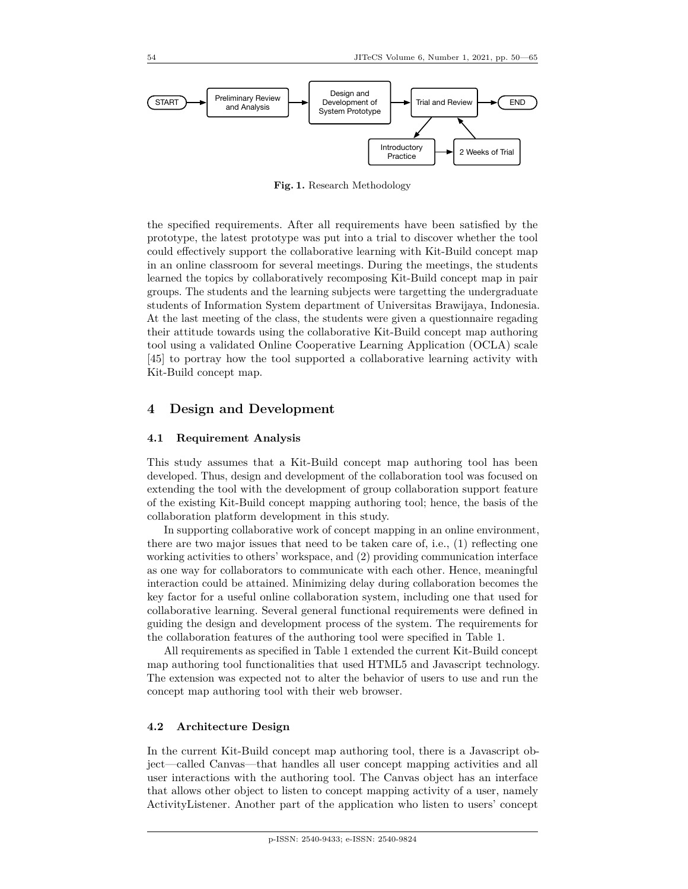START → Preliminary Review and Analysis → Design and Development of System Prototype → Trial and Review → END

Trial and Review → Introductory Practice → 2 Weeks of Trial → Trial and Review

**Fig. 1.** Research Methodology

the specified requirements. After all requirements have been satisfied by the prototype, the latest prototype was put into a trial to discover whether the tool could effectively support the collaborative learning with Kit-Build concept map in an online classroom for several meetings. During the meetings, the students learned the topics by collaboratively recomposing Kit-Build concept map in pair groups. The students and the learning subjects were targetting the undergraduate students of Information System department of Universitas Brawijaya, Indonesia. At the last meeting of the class, the students were given a questionnaire regading their attitude towards using the collaborative Kit-Build concept map authoring tool using a validated Online Cooperative Learning Application (OCLA) scale [45] to portray how the tool supported a collaborative learning activity with Kit-Build concept map.

## 4 Design and Development

### 4.1 Requirement Analysis

This study assumes that a Kit-Build concept map authoring tool has been developed. Thus, design and development of the collaboration tool was focused on extending the tool with the development of group collaboration support feature of the existing Kit-Build concept mapping authoring tool; hence, the basis of the collaboration platform development in this study.

In supporting collaborative work of concept mapping in an online environment, there are two major issues that need to be taken care of, i.e., (1) reflecting one working activities to others' workspace, and (2) providing communication interface as one way for collaborators to communicate with each other. Hence, meaningful interaction could be attained. Minimizing delay during collaboration becomes the key factor for a useful online collaboration system, including one that used for collaborative learning. Several general functional requirements were defined in guiding the design and development process of the system. The requirements for the collaboration features of the authoring tool were specified in Table 1.

All requirements as specified in Table 1 extended the current Kit-Build concept map authoring tool functionalities that used HTML5 and Javascript technology. The extension was expected not to alter the behavior of users to use and run the concept map authoring tool with their web browser.

### 4.2 Architecture Design

In the current Kit-Build concept map authoring tool, there is a Javascript object—called Canvas—that handles all user concept mapping activities and all user interactions with the authoring tool. The Canvas object has an interface that allows other object to listen to concept mapping activity of a user, namely ActivityListener. Another part of the application who listen to users' concept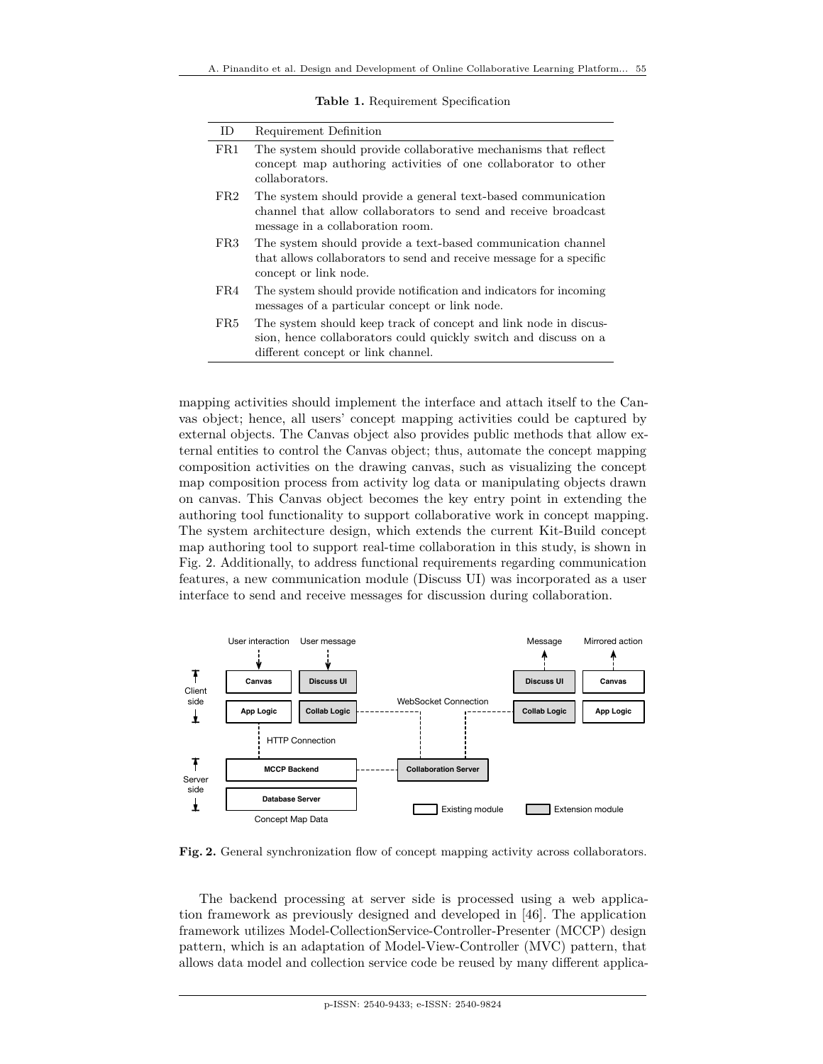**Table 1.** Requirement Specification

| ID | Requirement Definition |
|---|---|
| FR1 | The system should provide collaborative mechanisms that reflect concept map authoring activities of one collaborator to other collaborators. |
| FR2 | The system should provide a general text-based communication channel that allow collaborators to send and receive broadcast message in a collaboration room. |
| FR3 | The system should provide a text-based communication channel that allows collaborators to send and receive message for a specific concept or link node. |
| FR4 | The system should provide notification and indicators for incoming messages of a particular concept or link node. |
| FR5 | The system should keep track of concept and link node in discussion, hence collaborators could quickly switch and discuss on a different concept or link channel. |

mapping activities should implement the interface and attach itself to the Canvas object; hence, all users' concept mapping activities could be captured by external objects. The Canvas object also provides public methods that allow external entities to control the Canvas object; thus, automate the concept mapping composition activities on the drawing canvas, such as visualizing the concept map composition process from activity log data or manipulating objects drawn on canvas. This Canvas object becomes the key entry point in extending the authoring tool functionality to support collaborative work in concept mapping. The system architecture design, which extends the current Kit-Build concept map authoring tool to support real-time collaboration in this study, is shown in Fig. 2. Additionally, to address functional requirements regarding communication features, a new communication module (Discuss UI) was incorporated as a user interface to send and receive messages for discussion during collaboration.

**Fig. 2.** General synchronization flow of concept mapping activity across collaborators.

The backend processing at server side is processed using a web application framework as previously designed and developed in [46]. The application framework utilizes Model-CollectionService-Controller-Presenter (MCCP) design pattern, which is an adaptation of Model-View-Controller (MVC) pattern, that allows data model and collection service code be reused by many different applica-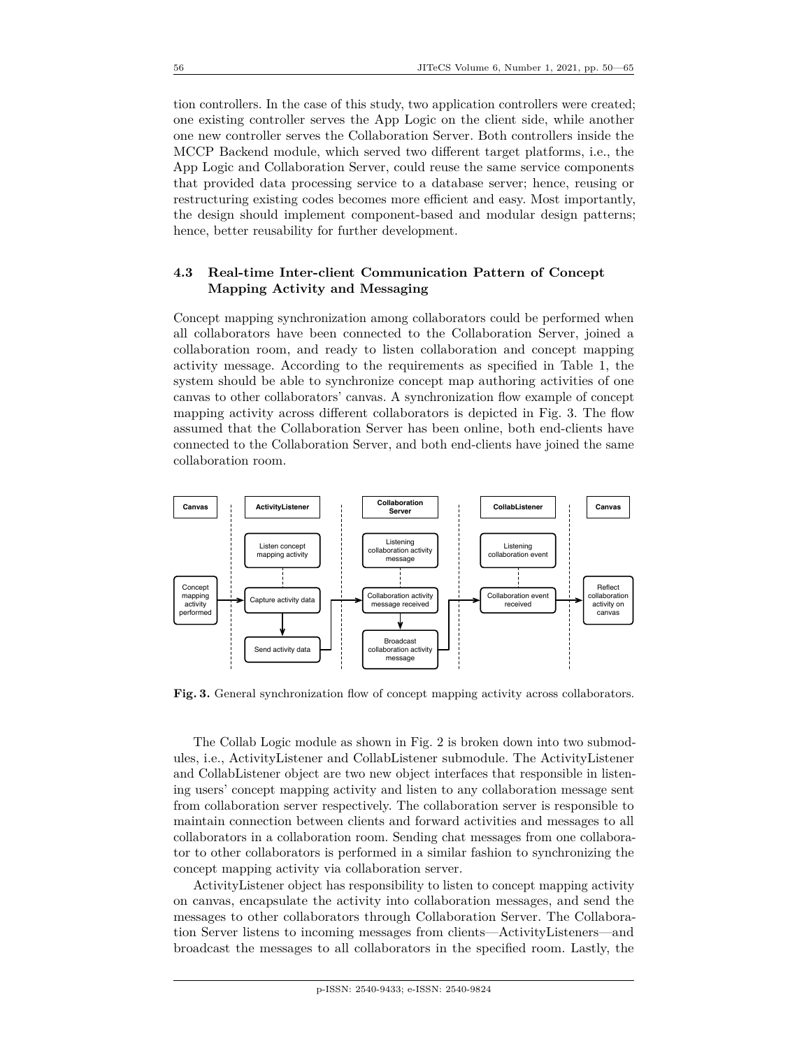tion controllers. In the case of this study, two application controllers were created; one existing controller serves the App Logic on the client side, while another one new controller serves the Collaboration Server. Both controllers inside the MCCP Backend module, which served two different target platforms, i.e., the App Logic and Collaboration Server, could reuse the same service components that provided data processing service to a database server; hence, reusing or restructuring existing codes becomes more efficient and easy. Most importantly, the design should implement component-based and modular design patterns; hence, better reusability for further development.

### 4.3 Real-time Inter-client Communication Pattern of Concept Mapping Activity and Messaging

Concept mapping synchronization among collaborators could be performed when all collaborators have been connected to the Collaboration Server, joined a collaboration room, and ready to listen collaboration and concept mapping activity message. According to the requirements as specified in Table 1, the system should be able to synchronize concept map authoring activities of one canvas to other collaborators' canvas. A synchronization flow example of concept mapping activity across different collaborators is depicted in Fig. 3. The flow assumed that the Collaboration Server has been online, both end-clients have connected to the Collaboration Server, and both end-clients have joined the same collaboration room.

**Fig. 3.** General synchronization flow of concept mapping activity across collaborators.

The Collab Logic module as shown in Fig. 2 is broken down into two submodules, i.e., ActivityListener and CollabListener submodule. The ActivityListener and CollabListener object are two new object interfaces that responsible in listening users' concept mapping activity and listen to any collaboration message sent from collaboration server respectively. The collaboration server is responsible to maintain connection between clients and forward activities and messages to all collaborators in a collaboration room. Sending chat messages from one collaborator to other collaborators is performed in a similar fashion to synchronizing the concept mapping activity via collaboration server.

ActivityListener object has responsibility to listen to concept mapping activity on canvas, encapsulate the activity into collaboration messages, and send the messages to other collaborators through Collaboration Server. The Collaboration Server listens to incoming messages from clients—ActivityListeners—and broadcast the messages to all collaborators in the specified room. Lastly, the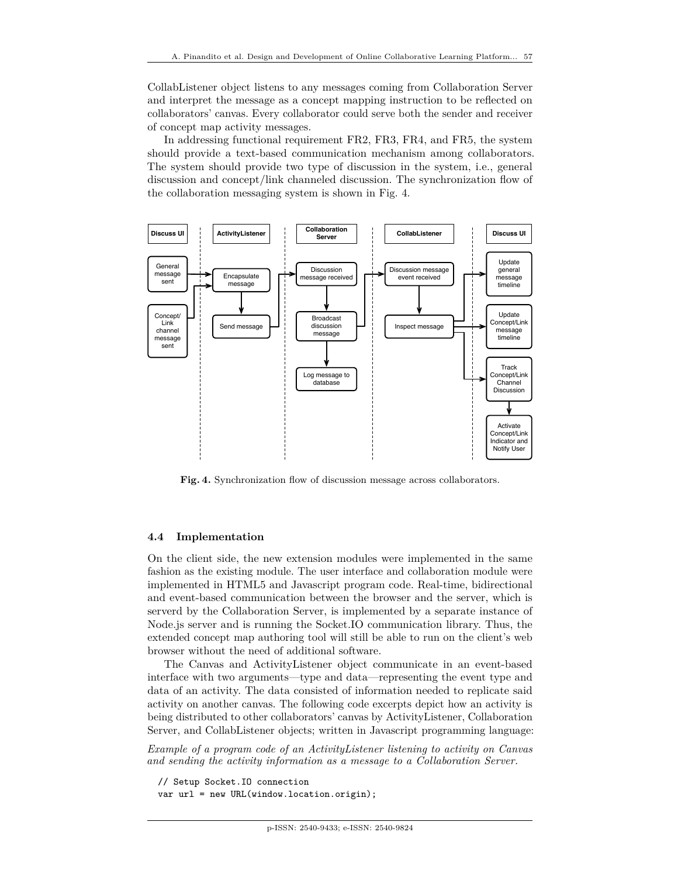CollabListener object listens to any messages coming from Collaboration Server and interpret the message as a concept mapping instruction to be reflected on collaborators' canvas. Every collaborator could serve both the sender and receiver of concept map activity messages.

In addressing functional requirement FR2, FR3, FR4, and FR5, the system should provide a text-based communication mechanism among collaborators. The system should provide two type of discussion in the system, i.e., general discussion and concept/link channeled discussion. The synchronization flow of the collaboration messaging system is shown in Fig. 4.

**Fig. 4.** Synchronization flow of discussion message across collaborators.

### 4.4 Implementation

On the client side, the new extension modules were implemented in the same fashion as the existing module. The user interface and collaboration module were implemented in HTML5 and Javascript program code. Real-time, bidirectional and event-based communication between the browser and the server, which is serverd by the Collaboration Server, is implemented by a separate instance of Node.js server and is running the Socket.IO communication library. Thus, the extended concept map authoring tool will still be able to run on the client's web browser without the need of additional software.

The Canvas and ActivityListener object communicate in an event-based interface with two arguments—type and data—representing the event type and data of an activity. The data consisted of information needed to replicate said activity on another canvas. The following code excerpts depict how an activity is being distributed to other collaborators' canvas by ActivityListener, Collaboration Server, and CollabListener objects; written in Javascript programming language:

*Example of a program code of an ActivityListener listening to activity on Canvas and sending the activity information as a message to a Collaboration Server.*

```
// Setup Socket.IO connection
var url = new URL(window.location.origin);
```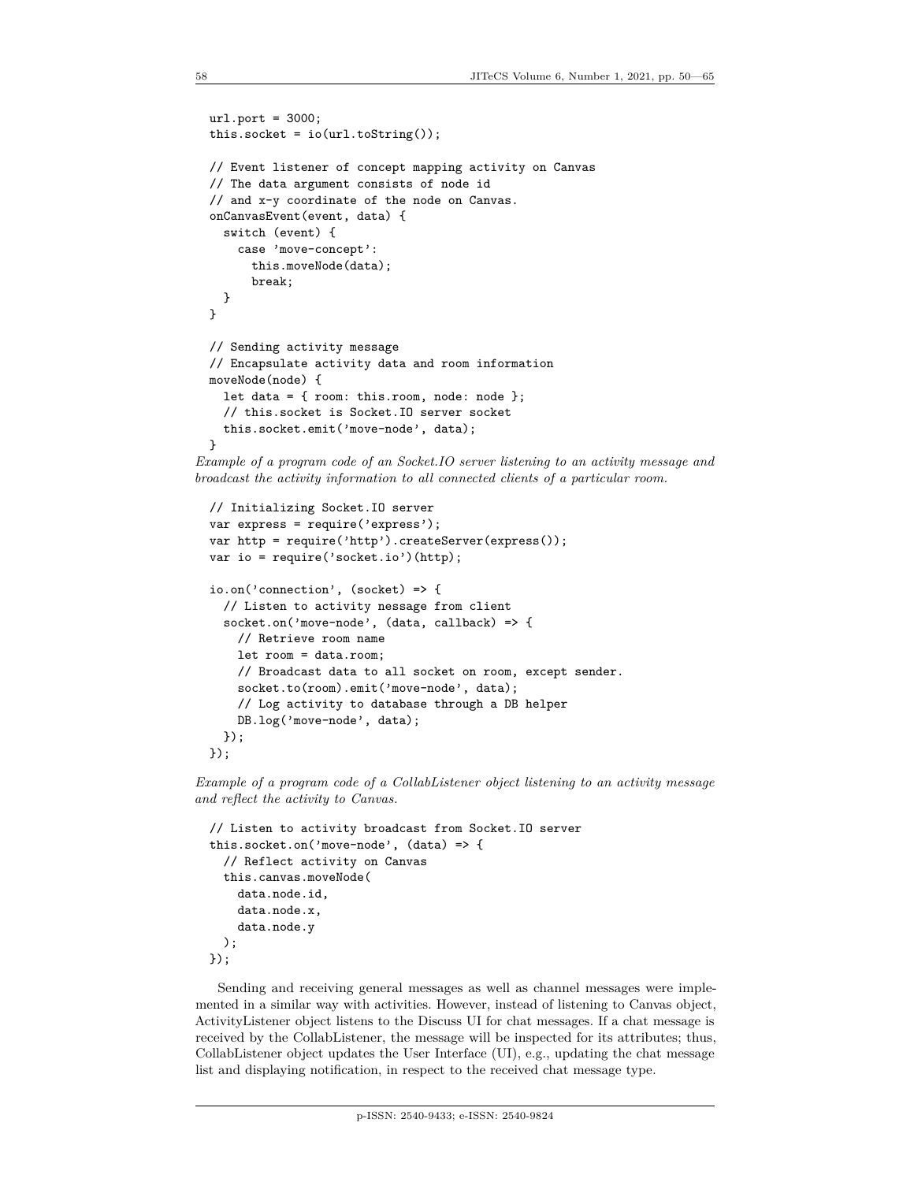```
url.port = 3000;
this.socket = io(url.toString());

// Event listener of concept mapping activity on Canvas
// The data argument consists of node id
// and x-y coordinate of the node on Canvas.
onCanvasEvent(event, data) {
  switch (event) {
    case 'move-concept':
      this.moveNode(data);
      break;
  }
}

// Sending activity message
// Encapsulate activity data and room information
moveNode(node) {
  let data = { room: this.room, node: node };
  // this.socket is Socket.IO server socket
  this.socket.emit('move-node', data);
}
```

*Example of a program code of an Socket.IO server listening to an activity message and broadcast the activity information to all connected clients of a particular room.*

```
// Initializing Socket.IO server
var express = require('express');
var http = require('http').createServer(express());
var io = require('socket.io')(http);

io.on('connection', (socket) => {
  // Listen to activity nessage from client
  socket.on('move-node', (data, callback) => {
    // Retrieve room name
    let room = data.room;
    // Broadcast data to all socket on room, except sender.
    socket.to(room).emit('move-node', data);
    // Log activity to database through a DB helper
    DB.log('move-node', data);
  });
});
```

*Example of a program code of a CollabListener object listening to an activity message and reflect the activity to Canvas.*

```
// Listen to activity broadcast from Socket.IO server
this.socket.on('move-node', (data) => {
  // Reflect activity on Canvas
  this.canvas.moveNode(
    data.node.id,
    data.node.x,
    data.node.y
  );
});
```

Sending and receiving general messages as well as channel messages were implemented in a similar way with activities. However, instead of listening to Canvas object, ActivityListener object listens to the Discuss UI for chat messages. If a chat message is received by the CollabListener, the message will be inspected for its attributes; thus, CollabListener object updates the User Interface (UI), e.g., updating the chat message list and displaying notification, in respect to the received chat message type.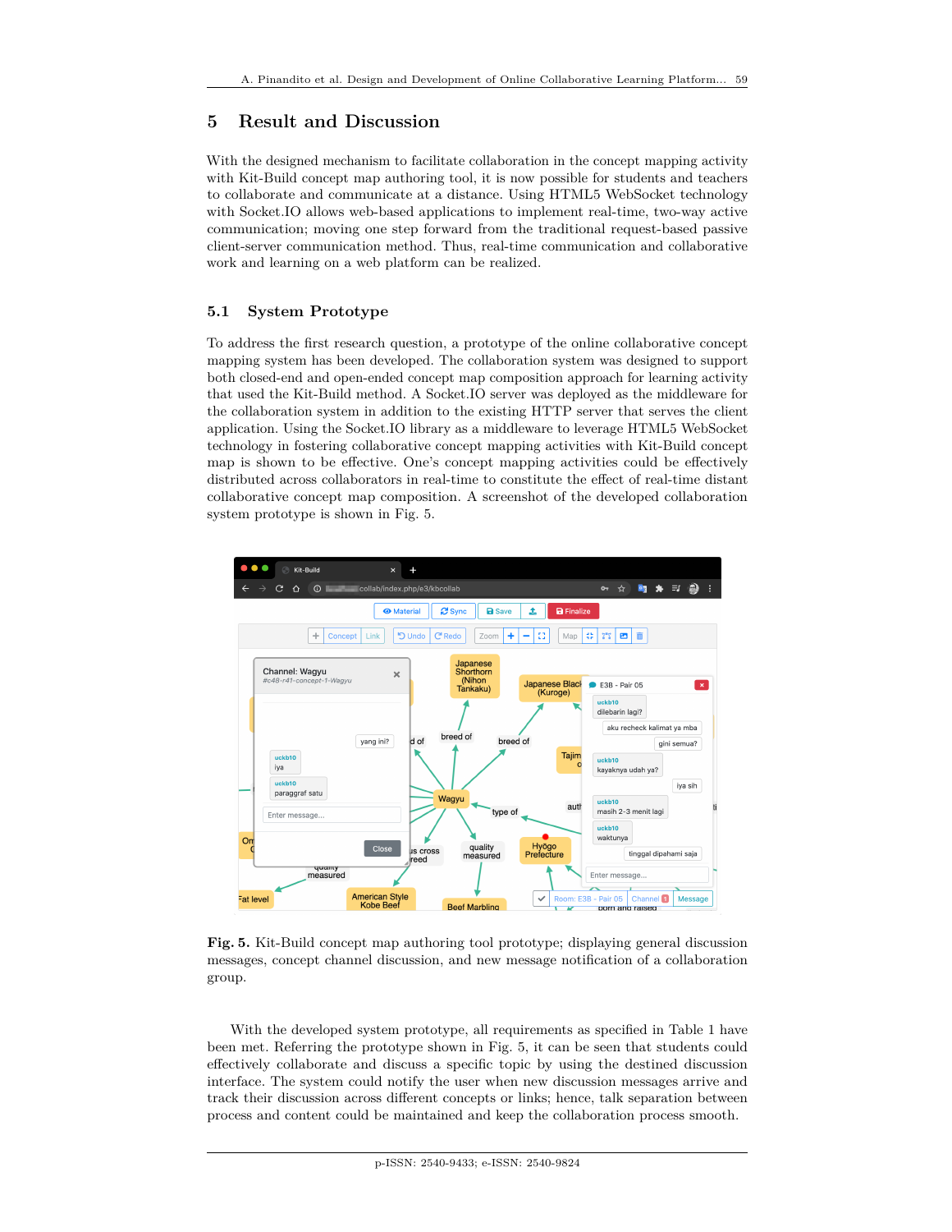## 5 Result and Discussion

With the designed mechanism to facilitate collaboration in the concept mapping activity with Kit-Build concept map authoring tool, it is now possible for students and teachers to collaborate and communicate at a distance. Using HTML5 WebSocket technology with Socket.IO allows web-based applications to implement real-time, two-way active communication; moving one step forward from the traditional request-based passive client-server communication method. Thus, real-time communication and collaborative work and learning on a web platform can be realized.

### 5.1 System Prototype

To address the first research question, a prototype of the online collaborative concept mapping system has been developed. The collaboration system was designed to support both closed-end and open-ended concept map composition approach for learning activity that used the Kit-Build method. A Socket.IO server was deployed as the middleware for the collaboration system in addition to the existing HTTP server that serves the client application. Using the Socket.IO library as a middleware to leverage HTML5 WebSocket technology in fostering collaborative concept mapping activities with Kit-Build concept map is shown to be effective. One's concept mapping activities could be effectively distributed across collaborators in real-time to constitute the effect of real-time distant collaborative concept map composition. A screenshot of the developed collaboration system prototype is shown in Fig. 5.

**Fig. 5.** Kit-Build concept map authoring tool prototype; displaying general discussion messages, concept channel discussion, and new message notification of a collaboration group.

With the developed system prototype, all requirements as specified in Table 1 have been met. Referring the prototype shown in Fig. 5, it can be seen that students could effectively collaborate and discuss a specific topic by using the destined discussion interface. The system could notify the user when new discussion messages arrive and track their discussion across different concepts or links; hence, talk separation between process and content could be maintained and keep the collaboration process smooth.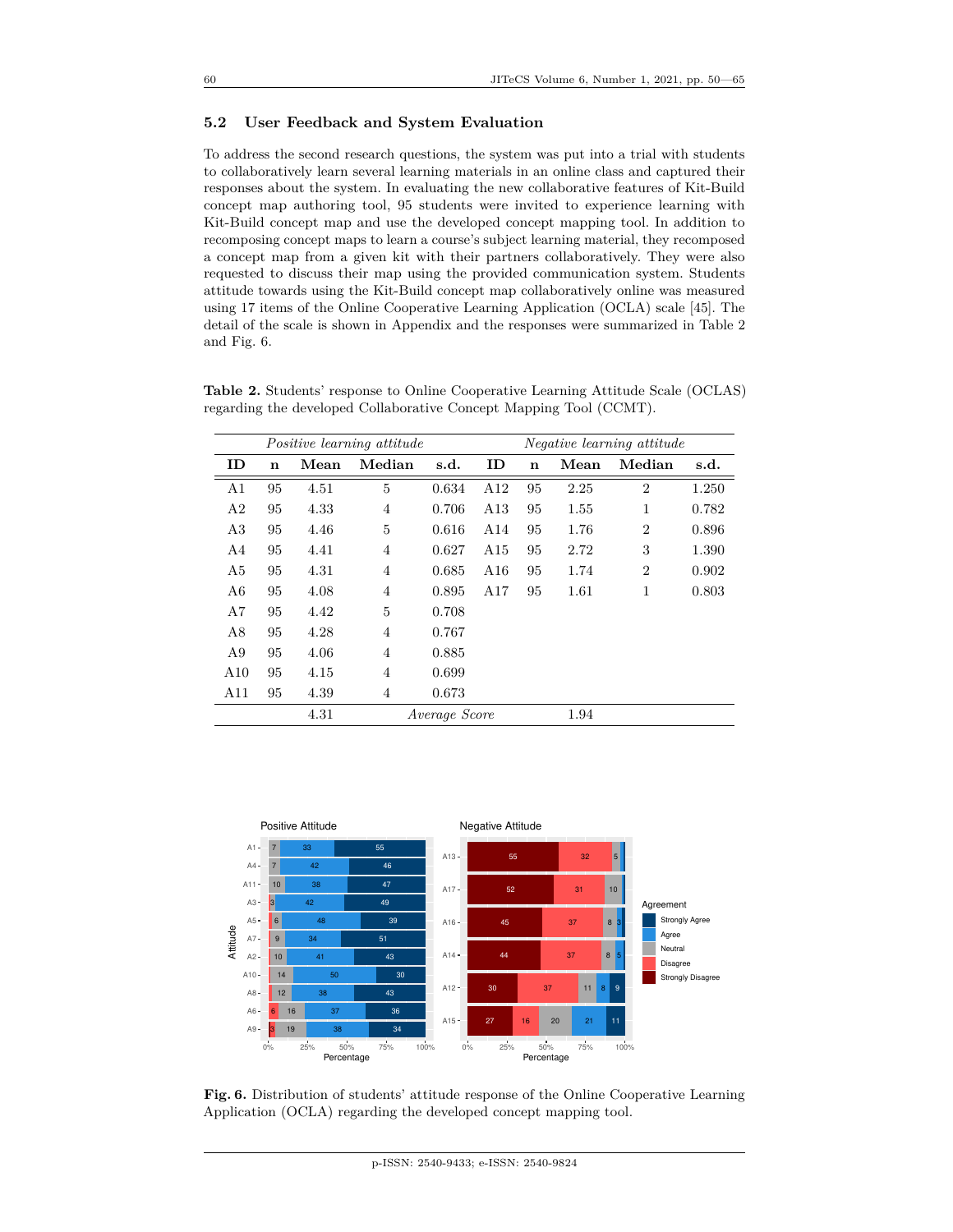### 5.2 User Feedback and System Evaluation

To address the second research questions, the system was put into a trial with students to collaboratively learn several learning materials in an online class and captured their responses about the system. In evaluating the new collaborative features of Kit-Build concept map authoring tool, 95 students were invited to experience learning with Kit-Build concept map and use the developed concept mapping tool. In addition to recomposing concept maps to learn a course's subject learning material, they recomposed a concept map from a given kit with their partners collaboratively. They were also requested to discuss their map using the provided communication system. Students attitude towards using the Kit-Build concept map collaboratively online was measured using 17 items of the Online Cooperative Learning Application (OCLA) scale [45]. The detail of the scale is shown in Appendix and the responses were summarized in Table 2 and Fig. 6.

**Table 2.** Students' response to Online Cooperative Learning Attitude Scale (OCLAS) regarding the developed Collaborative Concept Mapping Tool (CCMT).

| *Positive learning attitude* | | | | | *Negative learning attitude* | | | | |
|---|---|---|---|---|---|---|---|---|---|
| **ID** | **n** | **Mean** | **Median** | **s.d.** | **ID** | **n** | **Mean** | **Median** | **s.d.** |
| A1 | 95 | 4.51 | 5 | 0.634 | A12 | 95 | 2.25 | 2 | 1.250 |
| A2 | 95 | 4.33 | 4 | 0.706 | A13 | 95 | 1.55 | 1 | 0.782 |
| A3 | 95 | 4.46 | 5 | 0.616 | A14 | 95 | 1.76 | 2 | 0.896 |
| A4 | 95 | 4.41 | 4 | 0.627 | A15 | 95 | 2.72 | 3 | 1.390 |
| A5 | 95 | 4.31 | 4 | 0.685 | A16 | 95 | 1.74 | 2 | 0.902 |
| A6 | 95 | 4.08 | 4 | 0.895 | A17 | 95 | 1.61 | 1 | 0.803 |
| A7 | 95 | 4.42 | 5 | 0.708 | | | | | |
| A8 | 95 | 4.28 | 4 | 0.767 | | | | | |
| A9 | 95 | 4.06 | 4 | 0.885 | | | | | |
| A10 | 95 | 4.15 | 4 | 0.699 | | | | | |
| A11 | 95 | 4.39 | 4 | 0.673 | | | | | |
| | | 4.31 | *Average Score* | | | | 1.94 | | |

**Fig. 6.** Distribution of students' attitude response of the Online Cooperative Learning Application (OCLA) regarding the developed concept mapping tool.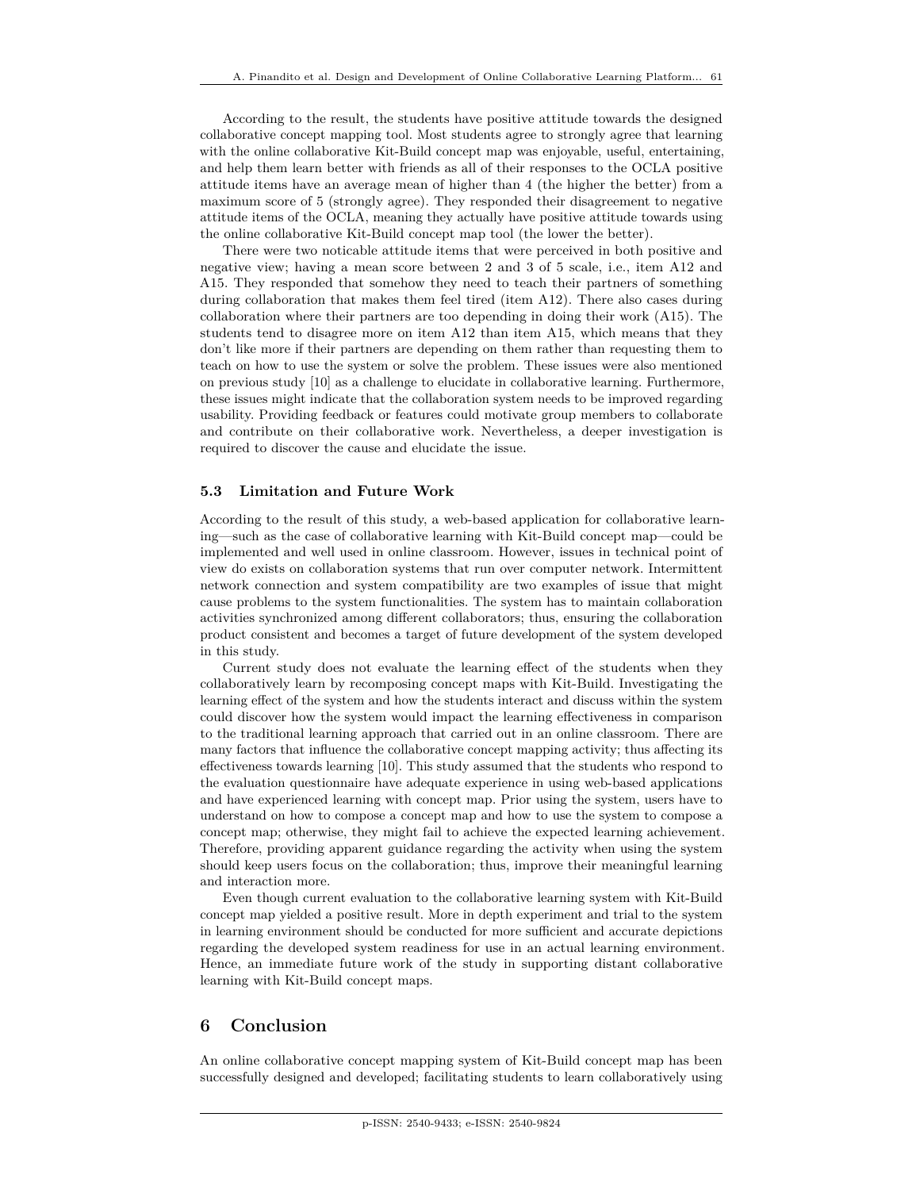According to the result, the students have positive attitude towards the designed collaborative concept mapping tool. Most students agree to strongly agree that learning with the online collaborative Kit-Build concept map was enjoyable, useful, entertaining, and help them learn better with friends as all of their responses to the OCLA positive attitude items have an average mean of higher than 4 (the higher the better) from a maximum score of 5 (strongly agree). They responded their disagreement to negative attitude items of the OCLA, meaning they actually have positive attitude towards using the online collaborative Kit-Build concept map tool (the lower the better).

There were two noticable attitude items that were perceived in both positive and negative view; having a mean score between 2 and 3 of 5 scale, i.e., item A12 and A15. They responded that somehow they need to teach their partners of something during collaboration that makes them feel tired (item A12). There also cases during collaboration where their partners are too depending in doing their work (A15). The students tend to disagree more on item A12 than item A15, which means that they don't like more if their partners are depending on them rather than requesting them to teach on how to use the system or solve the problem. These issues were also mentioned on previous study [10] as a challenge to elucidate in collaborative learning. Furthermore, these issues might indicate that the collaboration system needs to be improved regarding usability. Providing feedback or features could motivate group members to collaborate and contribute on their collaborative work. Nevertheless, a deeper investigation is required to discover the cause and elucidate the issue.

### 5.3 Limitation and Future Work

According to the result of this study, a web-based application for collaborative learning—such as the case of collaborative learning with Kit-Build concept map—could be implemented and well used in online classroom. However, issues in technical point of view do exists on collaboration systems that run over computer network. Intermittent network connection and system compatibility are two examples of issue that might cause problems to the system functionalities. The system has to maintain collaboration activities synchronized among different collaborators; thus, ensuring the collaboration product consistent and becomes a target of future development of the system developed in this study.

Current study does not evaluate the learning effect of the students when they collaboratively learn by recomposing concept maps with Kit-Build. Investigating the learning effect of the system and how the students interact and discuss within the system could discover how the system would impact the learning effectiveness in comparison to the traditional learning approach that carried out in an online classroom. There are many factors that influence the collaborative concept mapping activity; thus affecting its effectiveness towards learning [10]. This study assumed that the students who respond to the evaluation questionnaire have adequate experience in using web-based applications and have experienced learning with concept map. Prior using the system, users have to understand on how to compose a concept map and how to use the system to compose a concept map; otherwise, they might fail to achieve the expected learning achievement. Therefore, providing apparent guidance regarding the activity when using the system should keep users focus on the collaboration; thus, improve their meaningful learning and interaction more.

Even though current evaluation to the collaborative learning system with Kit-Build concept map yielded a positive result. More in depth experiment and trial to the system in learning environment should be conducted for more sufficient and accurate depictions regarding the developed system readiness for use in an actual learning environment. Hence, an immediate future work of the study in supporting distant collaborative learning with Kit-Build concept maps.

## 6 Conclusion

An online collaborative concept mapping system of Kit-Build concept map has been successfully designed and developed; facilitating students to learn collaboratively using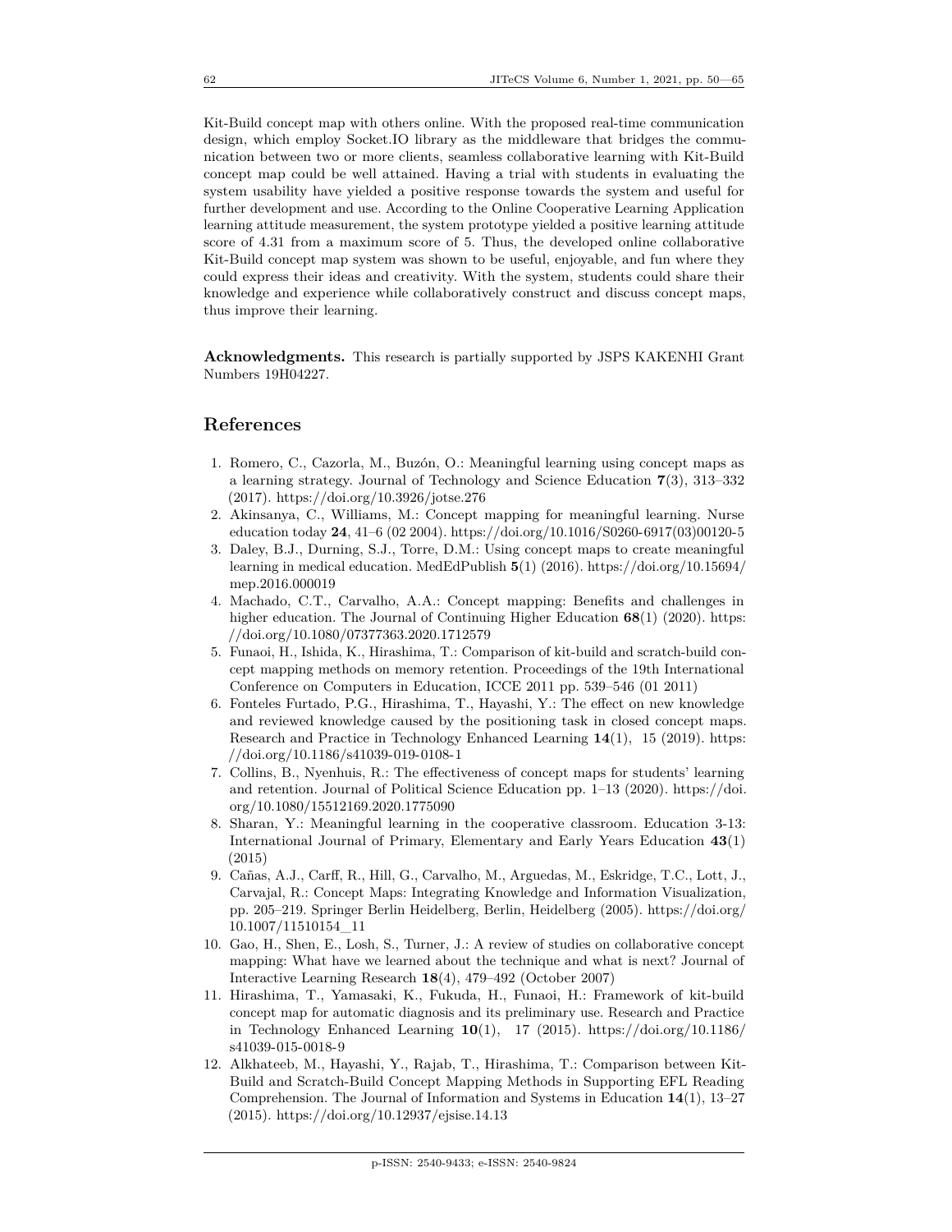Kit-Build concept map with others online. With the proposed real-time communication design, which employ Socket.IO library as the middleware that bridges the communication between two or more clients, seamless collaborative learning with Kit-Build concept map could be well attained. Having a trial with students in evaluating the system usability have yielded a positive response towards the system and useful for further development and use. According to the Online Cooperative Learning Application learning attitude measurement, the system prototype yielded a positive learning attitude score of 4.31 from a maximum score of 5. Thus, the developed online collaborative Kit-Build concept map system was shown to be useful, enjoyable, and fun where they could express their ideas and creativity. With the system, students could share their knowledge and experience while collaboratively construct and discuss concept maps, thus improve their learning.

**Acknowledgments.** This research is partially supported by JSPS KAKENHI Grant Numbers 19H04227.

## References

1. Romero, C., Cazorla, M., Buzón, O.: Meaningful learning using concept maps as a learning strategy. Journal of Technology and Science Education **7**(3), 313–332 (2017). https://doi.org/10.3926/jotse.276
2. Akinsanya, C., Williams, M.: Concept mapping for meaningful learning. Nurse education today **24**, 41–6 (02 2004). https://doi.org/10.1016/S0260-6917(03)00120-5
3. Daley, B.J., Durning, S.J., Torre, D.M.: Using concept maps to create meaningful learning in medical education. MedEdPublish **5**(1) (2016). https://doi.org/10.15694/mep.2016.000019
4. Machado, C.T., Carvalho, A.A.: Concept mapping: Benefits and challenges in higher education. The Journal of Continuing Higher Education **68**(1) (2020). https://doi.org/10.1080/07377363.2020.1712579
5. Funaoi, H., Ishida, K., Hirashima, T.: Comparison of kit-build and scratch-build concept mapping methods on memory retention. Proceedings of the 19th International Conference on Computers in Education, ICCE 2011 pp. 539–546 (01 2011)
6. Fonteles Furtado, P.G., Hirashima, T., Hayashi, Y.: The effect on new knowledge and reviewed knowledge caused by the positioning task in closed concept maps. Research and Practice in Technology Enhanced Learning **14**(1), 15 (2019). https://doi.org/10.1186/s41039-019-0108-1
7. Collins, B., Nyenhuis, R.: The effectiveness of concept maps for students' learning and retention. Journal of Political Science Education pp. 1–13 (2020). https://doi.org/10.1080/15512169.2020.1775090
8. Sharan, Y.: Meaningful learning in the cooperative classroom. Education 3-13: International Journal of Primary, Elementary and Early Years Education **43**(1) (2015)
9. Cañas, A.J., Carff, R., Hill, G., Carvalho, M., Arguedas, M., Eskridge, T.C., Lott, J., Carvajal, R.: Concept Maps: Integrating Knowledge and Information Visualization, pp. 205–219. Springer Berlin Heidelberg, Berlin, Heidelberg (2005). https://doi.org/10.1007/11510154_11
10. Gao, H., Shen, E., Losh, S., Turner, J.: A review of studies on collaborative concept mapping: What have we learned about the technique and what is next? Journal of Interactive Learning Research **18**(4), 479–492 (October 2007)
11. Hirashima, T., Yamasaki, K., Fukuda, H., Funaoi, H.: Framework of kit-build concept map for automatic diagnosis and its preliminary use. Research and Practice in Technology Enhanced Learning **10**(1), 17 (2015). https://doi.org/10.1186/s41039-015-0018-9
12. Alkhateeb, M., Hayashi, Y., Rajab, T., Hirashima, T.: Comparison between Kit-Build and Scratch-Build Concept Mapping Methods in Supporting EFL Reading Comprehension. The Journal of Information and Systems in Education **14**(1), 13–27 (2015). https://doi.org/10.12937/ejsise.14.13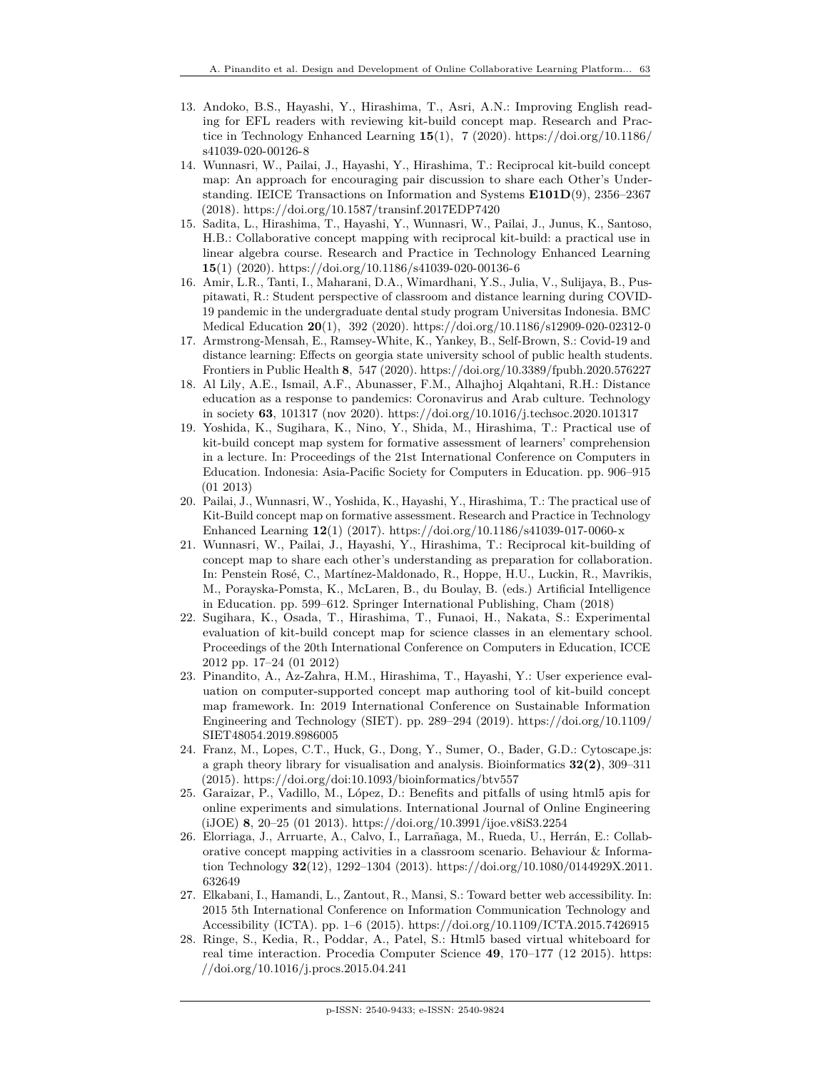13. Andoko, B.S., Hayashi, Y., Hirashima, T., Asri, A.N.: Improving English reading for EFL readers with reviewing kit-build concept map. Research and Practice in Technology Enhanced Learning **15**(1), 7 (2020). https://doi.org/10.1186/s41039-020-00126-8
14. Wunnasri, W., Pailai, J., Hayashi, Y., Hirashima, T.: Reciprocal kit-build concept map: An approach for encouraging pair discussion to share each Other's Understanding. IEICE Transactions on Information and Systems **E101D**(9), 2356–2367 (2018). https://doi.org/10.1587/transinf.2017EDP7420
15. Sadita, L., Hirashima, T., Hayashi, Y., Wunnasri, W., Pailai, J., Junus, K., Santoso, H.B.: Collaborative concept mapping with reciprocal kit-build: a practical use in linear algebra course. Research and Practice in Technology Enhanced Learning **15**(1) (2020). https://doi.org/10.1186/s41039-020-00136-6
16. Amir, L.R., Tanti, I., Maharani, D.A., Wimardhani, Y.S., Julia, V., Sulijaya, B., Puspitawati, R.: Student perspective of classroom and distance learning during COVID-19 pandemic in the undergraduate dental study program Universitas Indonesia. BMC Medical Education **20**(1), 392 (2020). https://doi.org/10.1186/s12909-020-02312-0
17. Armstrong-Mensah, E., Ramsey-White, K., Yankey, B., Self-Brown, S.: Covid-19 and distance learning: Effects on georgia state university school of public health students. Frontiers in Public Health **8**, 547 (2020). https://doi.org/10.3389/fpubh.2020.576227
18. Al Lily, A.E., Ismail, A.F., Abunasser, F.M., Alhajhoj Alqahtani, R.H.: Distance education as a response to pandemics: Coronavirus and Arab culture. Technology in society **63**, 101317 (nov 2020). https://doi.org/10.1016/j.techsoc.2020.101317
19. Yoshida, K., Sugihara, K., Nino, Y., Shida, M., Hirashima, T.: Practical use of kit-build concept map system for formative assessment of learners' comprehension in a lecture. In: Proceedings of the 21st International Conference on Computers in Education. Indonesia: Asia-Pacific Society for Computers in Education. pp. 906–915 (01 2013)
20. Pailai, J., Wunnasri, W., Yoshida, K., Hayashi, Y., Hirashima, T.: The practical use of Kit-Build concept map on formative assessment. Research and Practice in Technology Enhanced Learning **12**(1) (2017). https://doi.org/10.1186/s41039-017-0060-x
21. Wunnasri, W., Pailai, J., Hayashi, Y., Hirashima, T.: Reciprocal kit-building of concept map to share each other's understanding as preparation for collaboration. In: Penstein Rosé, C., Martínez-Maldonado, R., Hoppe, H.U., Luckin, R., Mavrikis, M., Porayska-Pomsta, K., McLaren, B., du Boulay, B. (eds.) Artificial Intelligence in Education. pp. 599–612. Springer International Publishing, Cham (2018)
22. Sugihara, K., Osada, T., Hirashima, T., Funaoi, H., Nakata, S.: Experimental evaluation of kit-build concept map for science classes in an elementary school. Proceedings of the 20th International Conference on Computers in Education, ICCE 2012 pp. 17–24 (01 2012)
23. Pinandito, A., Az-Zahra, H.M., Hirashima, T., Hayashi, Y.: User experience evaluation on computer-supported concept map authoring tool of kit-build concept map framework. In: 2019 International Conference on Sustainable Information Engineering and Technology (SIET). pp. 289–294 (2019). https://doi.org/10.1109/SIET48054.2019.8986005
24. Franz, M., Lopes, C.T., Huck, G., Dong, Y., Sumer, O., Bader, G.D.: Cytoscape.js: a graph theory library for visualisation and analysis. Bioinformatics **32(2)**, 309–311 (2015). https://doi.org/doi:10.1093/bioinformatics/btv557
25. Garaizar, P., Vadillo, M., López, D.: Benefits and pitfalls of using html5 apis for online experiments and simulations. International Journal of Online Engineering (iJOE) **8**, 20–25 (01 2013). https://doi.org/10.3991/ijoe.v8iS3.2254
26. Elorriaga, J., Arruarte, A., Calvo, I., Larrañaga, M., Rueda, U., Herrán, E.: Collaborative concept mapping activities in a classroom scenario. Behaviour & Information Technology **32**(12), 1292–1304 (2013). https://doi.org/10.1080/0144929X.2011.632649
27. Elkabani, I., Hamandi, L., Zantout, R., Mansi, S.: Toward better web accessibility. In: 2015 5th International Conference on Information Communication Technology and Accessibility (ICTA). pp. 1–6 (2015). https://doi.org/10.1109/ICTA.2015.7426915
28. Ringe, S., Kedia, R., Poddar, A., Patel, S.: Html5 based virtual whiteboard for real time interaction. Procedia Computer Science **49**, 170–177 (12 2015). https://doi.org/10.1016/j.procs.2015.04.241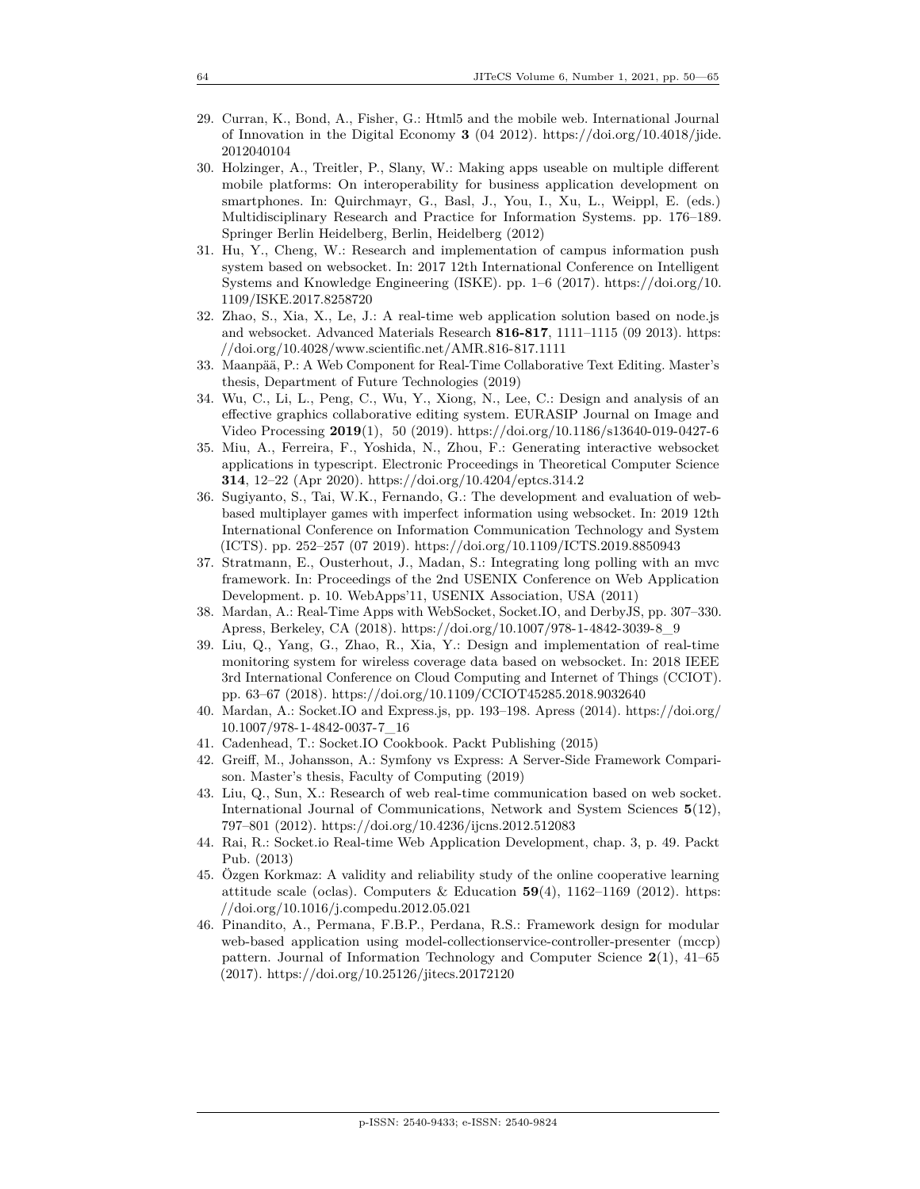29. Curran, K., Bond, A., Fisher, G.: Html5 and the mobile web. International Journal of Innovation in the Digital Economy **3** (04 2012). https://doi.org/10.4018/jide.2012040104
30. Holzinger, A., Treitler, P., Slany, W.: Making apps useable on multiple different mobile platforms: On interoperability for business application development on smartphones. In: Quirchmayr, G., Basl, J., You, I., Xu, L., Weippl, E. (eds.) Multidisciplinary Research and Practice for Information Systems. pp. 176–189. Springer Berlin Heidelberg, Berlin, Heidelberg (2012)
31. Hu, Y., Cheng, W.: Research and implementation of campus information push system based on websocket. In: 2017 12th International Conference on Intelligent Systems and Knowledge Engineering (ISKE). pp. 1–6 (2017). https://doi.org/10.1109/ISKE.2017.8258720
32. Zhao, S., Xia, X., Le, J.: A real-time web application solution based on node.js and websocket. Advanced Materials Research **816-817**, 1111–1115 (09 2013). https://doi.org/10.4028/www.scientific.net/AMR.816-817.1111
33. Maanpää, P.: A Web Component for Real-Time Collaborative Text Editing. Master's thesis, Department of Future Technologies (2019)
34. Wu, C., Li, L., Peng, C., Wu, Y., Xiong, N., Lee, C.: Design and analysis of an effective graphics collaborative editing system. EURASIP Journal on Image and Video Processing **2019**(1), 50 (2019). https://doi.org/10.1186/s13640-019-0427-6
35. Miu, A., Ferreira, F., Yoshida, N., Zhou, F.: Generating interactive websocket applications in typescript. Electronic Proceedings in Theoretical Computer Science **314**, 12–22 (Apr 2020). https://doi.org/10.4204/eptcs.314.2
36. Sugiyanto, S., Tai, W.K., Fernando, G.: The development and evaluation of web-based multiplayer games with imperfect information using websocket. In: 2019 12th International Conference on Information Communication Technology and System (ICTS). pp. 252–257 (07 2019). https://doi.org/10.1109/ICTS.2019.8850943
37. Stratmann, E., Ousterhout, J., Madan, S.: Integrating long polling with an mvc framework. In: Proceedings of the 2nd USENIX Conference on Web Application Development. p. 10. WebApps'11, USENIX Association, USA (2011)
38. Mardan, A.: Real-Time Apps with WebSocket, Socket.IO, and DerbyJS, pp. 307–330. Apress, Berkeley, CA (2018). https://doi.org/10.1007/978-1-4842-3039-8_9
39. Liu, Q., Yang, G., Zhao, R., Xia, Y.: Design and implementation of real-time monitoring system for wireless coverage data based on websocket. In: 2018 IEEE 3rd International Conference on Cloud Computing and Internet of Things (CCIOT). pp. 63–67 (2018). https://doi.org/10.1109/CCIOT45285.2018.9032640
40. Mardan, A.: Socket.IO and Express.js, pp. 193–198. Apress (2014). https://doi.org/10.1007/978-1-4842-0037-7_16
41. Cadenhead, T.: Socket.IO Cookbook. Packt Publishing (2015)
42. Greiff, M., Johansson, A.: Symfony vs Express: A Server-Side Framework Comparison. Master's thesis, Faculty of Computing (2019)
43. Liu, Q., Sun, X.: Research of web real-time communication based on web socket. International Journal of Communications, Network and System Sciences **5**(12), 797–801 (2012). https://doi.org/10.4236/ijcns.2012.512083
44. Rai, R.: Socket.io Real-time Web Application Development, chap. 3, p. 49. Packt Pub. (2013)
45. Özgen Korkmaz: A validity and reliability study of the online cooperative learning attitude scale (oclas). Computers & Education **59**(4), 1162–1169 (2012). https://doi.org/10.1016/j.compedu.2012.05.021
46. Pinandito, A., Permana, F.B.P., Perdana, R.S.: Framework design for modular web-based application using model-collectionservice-controller-presenter (mccp) pattern. Journal of Information Technology and Computer Science **2**(1), 41–65 (2017). https://doi.org/10.25126/jitecs.20172120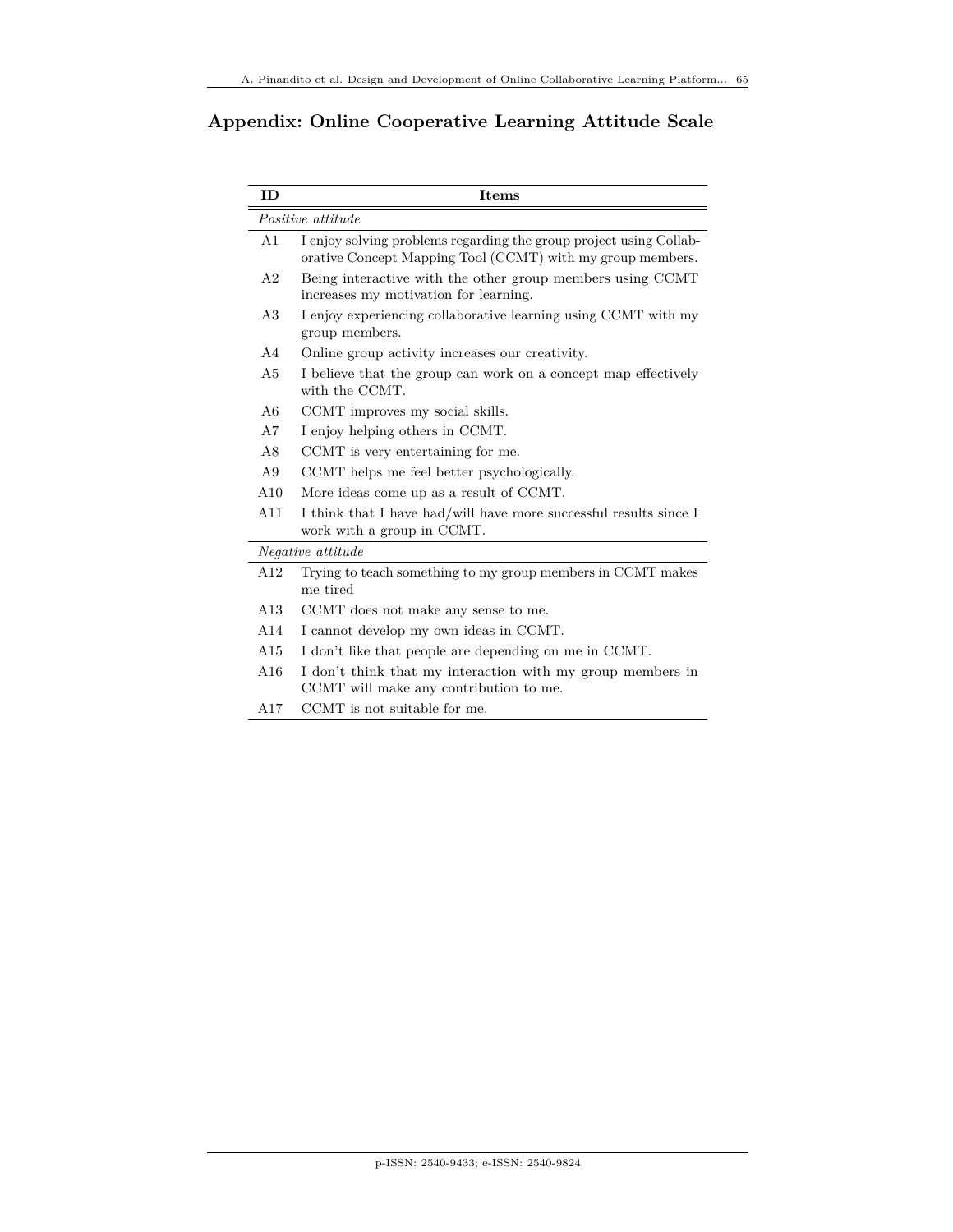## Appendix: Online Cooperative Learning Attitude Scale

| ID | Items |
|---|---|
| *Positive attitude* | |
| A1 | I enjoy solving problems regarding the group project using Collaborative Concept Mapping Tool (CCMT) with my group members. |
| A2 | Being interactive with the other group members using CCMT increases my motivation for learning. |
| A3 | I enjoy experiencing collaborative learning using CCMT with my group members. |
| A4 | Online group activity increases our creativity. |
| A5 | I believe that the group can work on a concept map effectively with the CCMT. |
| A6 | CCMT improves my social skills. |
| A7 | I enjoy helping others in CCMT. |
| A8 | CCMT is very entertaining for me. |
| A9 | CCMT helps me feel better psychologically. |
| A10 | More ideas come up as a result of CCMT. |
| A11 | I think that I have had/will have more successful results since I work with a group in CCMT. |
| *Negative attitude* | |
| A12 | Trying to teach something to my group members in CCMT makes me tired |
| A13 | CCMT does not make any sense to me. |
| A14 | I cannot develop my own ideas in CCMT. |
| A15 | I don't like that people are depending on me in CCMT. |
| A16 | I don't think that my interaction with my group members in CCMT will make any contribution to me. |
| A17 | CCMT is not suitable for me. |